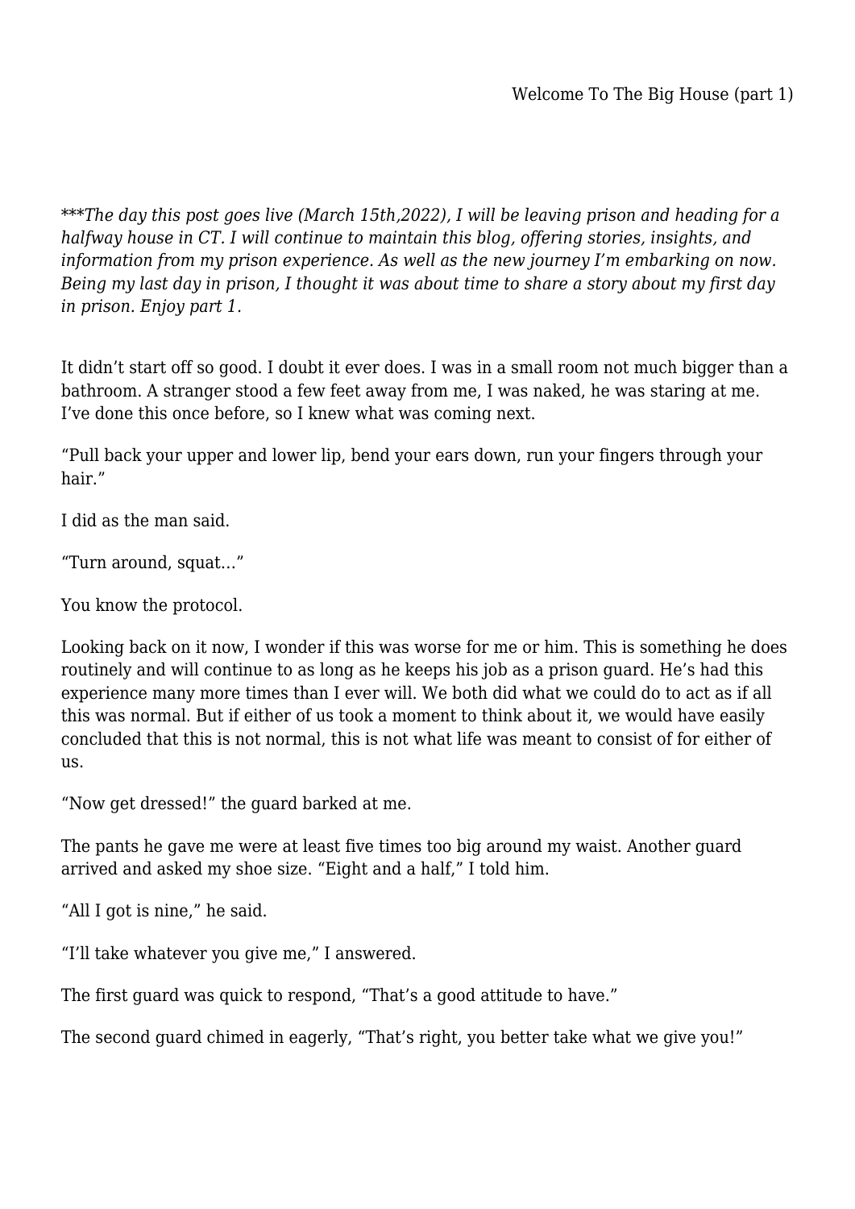# Welcome To The Big House (part 1)

****The day this post goes live (March 15th,2022), I will be leaving prison and heading for a halfway house in CT. I will continue to maintain this blog, offering stories, insights, and information from my prison experience. As well as the new journey I'm embarking on now. Being my last day in prison, I thought it was about time to share a story about my first day in prison. Enjoy part 1.*

It didn't start off so good. I doubt it ever does. I was in a small room not much bigger than a bathroom. A stranger stood a few feet away from me, I was naked, he was staring at me. I've done this once before, so I knew what was coming next.

"Pull back your upper and lower lip, bend your ears down, run your fingers through your hair."

I did as the man said.

"Turn around, squat…"

You know the protocol.

Looking back on it now, I wonder if this was worse for me or him. This is something he does routinely and will continue to as long as he keeps his job as a prison guard. He's had this experience many more times than I ever will. We both did what we could do to act as if all this was normal. But if either of us took a moment to think about it, we would have easily concluded that this is not normal, this is not what life was meant to consist of for either of us.

"Now get dressed!" the guard barked at me.

The pants he gave me were at least five times too big around my waist. Another guard arrived and asked my shoe size. "Eight and a half," I told him.

"All I got is nine," he said.

"I'll take whatever you give me," I answered.

The first guard was quick to respond, "That's a good attitude to have."

The second guard chimed in eagerly, "That's right, you better take what we give you!"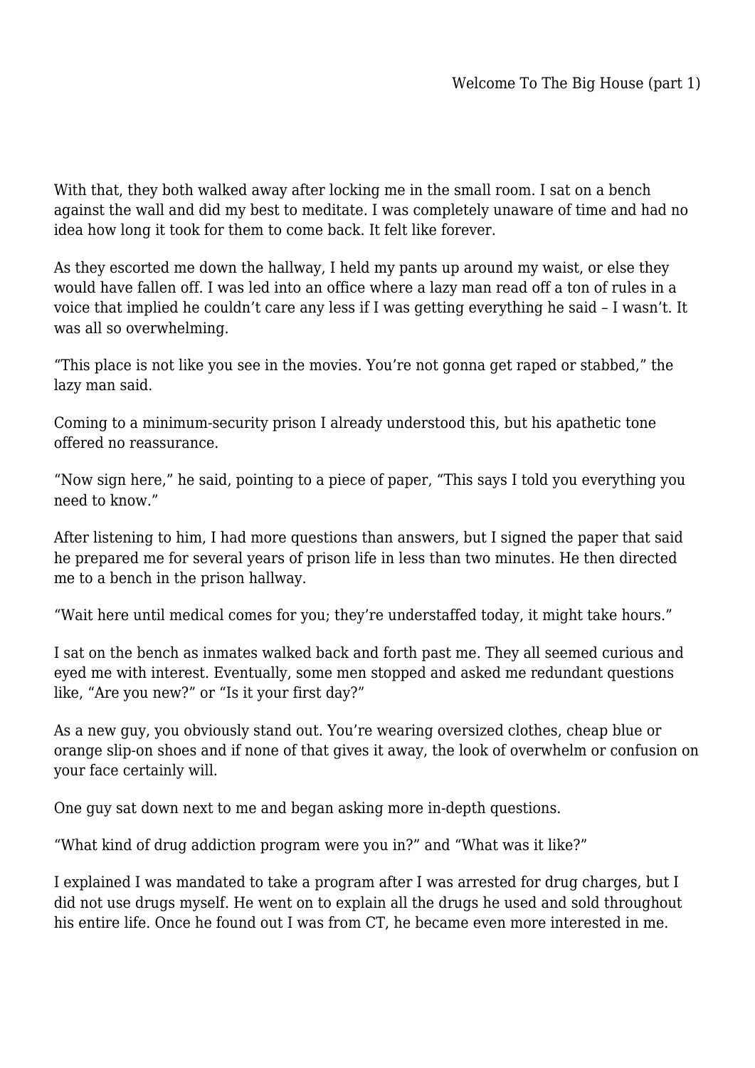With that, they both walked away after locking me in the small room. I sat on a bench against the wall and did my best to meditate. I was completely unaware of time and had no idea how long it took for them to come back. It felt like forever.

As they escorted me down the hallway, I held my pants up around my waist, or else they would have fallen off. I was led into an office where a lazy man read off a ton of rules in a voice that implied he couldn't care any less if I was getting everything he said – I wasn't. It was all so overwhelming.

"This place is not like you see in the movies. You're not gonna get raped or stabbed," the lazy man said.

Coming to a minimum-security prison I already understood this, but his apathetic tone offered no reassurance.

"Now sign here," he said, pointing to a piece of paper, "This says I told you everything you need to know."

After listening to him, I had more questions than answers, but I signed the paper that said he prepared me for several years of prison life in less than two minutes. He then directed me to a bench in the prison hallway.

"Wait here until medical comes for you; they're understaffed today, it might take hours."

I sat on the bench as inmates walked back and forth past me. They all seemed curious and eyed me with interest. Eventually, some men stopped and asked me redundant questions like, "Are you new?" or "Is it your first day?"

As a new guy, you obviously stand out. You're wearing oversized clothes, cheap blue or orange slip-on shoes and if none of that gives it away, the look of overwhelm or confusion on your face certainly will.

One guy sat down next to me and began asking more in-depth questions.

"What kind of drug addiction program were you in?" and "What was it like?"

I explained I was mandated to take a program after I was arrested for drug charges, but I did not use drugs myself. He went on to explain all the drugs he used and sold throughout his entire life. Once he found out I was from CT, he became even more interested in me.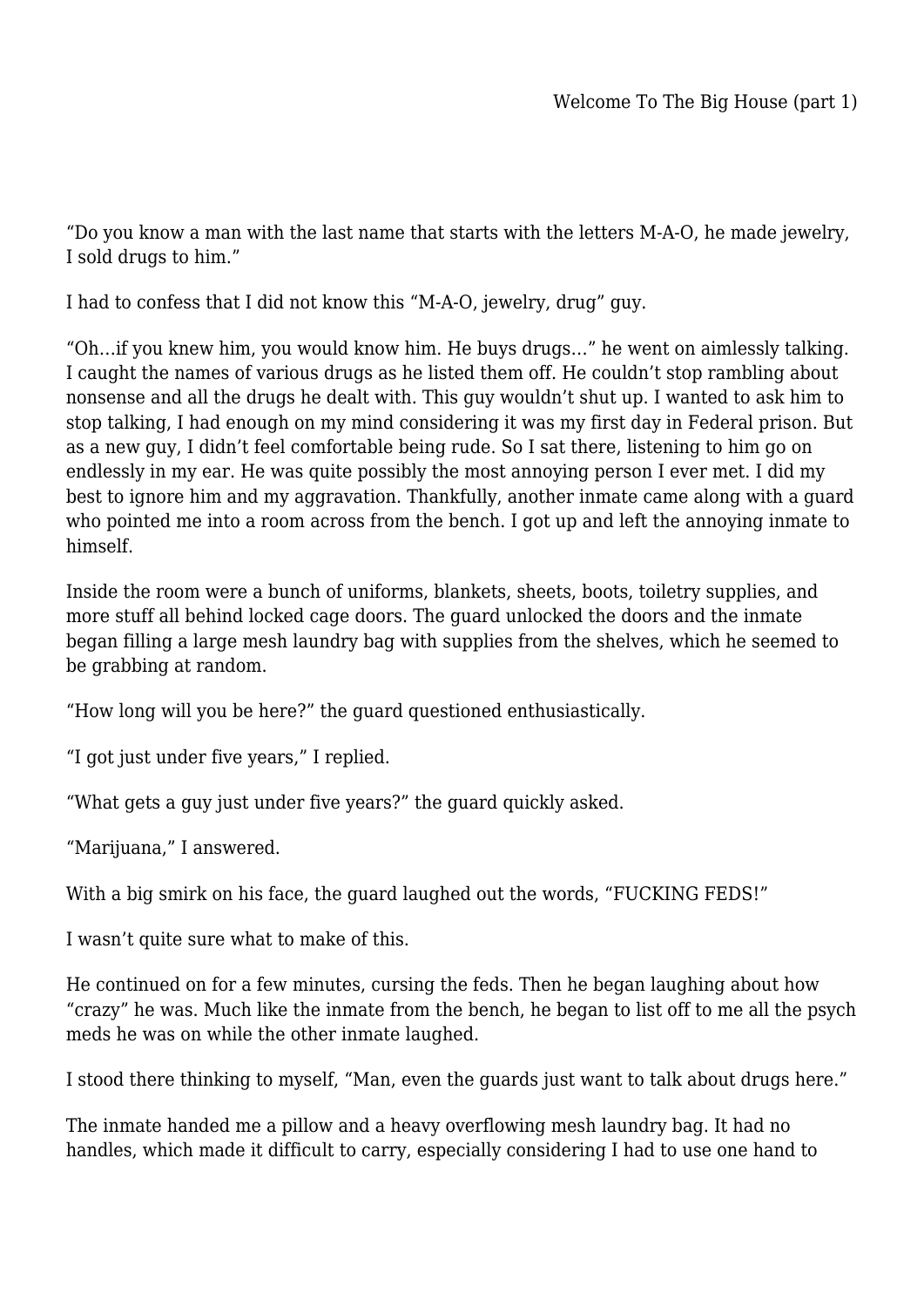Welcome To The Big House (part 1)

"Do you know a man with the last name that starts with the letters M-A-O, he made jewelry, I sold drugs to him."

I had to confess that I did not know this "M-A-O, jewelry, drug" guy.

"Oh…if you knew him, you would know him. He buys drugs…" he went on aimlessly talking. I caught the names of various drugs as he listed them off. He couldn't stop rambling about nonsense and all the drugs he dealt with. This guy wouldn't shut up. I wanted to ask him to stop talking, I had enough on my mind considering it was my first day in Federal prison. But as a new guy, I didn't feel comfortable being rude. So I sat there, listening to him go on endlessly in my ear. He was quite possibly the most annoying person I ever met. I did my best to ignore him and my aggravation. Thankfully, another inmate came along with a guard who pointed me into a room across from the bench. I got up and left the annoying inmate to himself.

Inside the room were a bunch of uniforms, blankets, sheets, boots, toiletry supplies, and more stuff all behind locked cage doors. The guard unlocked the doors and the inmate began filling a large mesh laundry bag with supplies from the shelves, which he seemed to be grabbing at random.

"How long will you be here?" the guard questioned enthusiastically.

"I got just under five years," I replied.

"What gets a guy just under five years?" the guard quickly asked.

"Marijuana," I answered.

With a big smirk on his face, the guard laughed out the words, "FUCKING FEDS!"

I wasn't quite sure what to make of this.

He continued on for a few minutes, cursing the feds. Then he began laughing about how "crazy" he was. Much like the inmate from the bench, he began to list off to me all the psych meds he was on while the other inmate laughed.

I stood there thinking to myself, "Man, even the guards just want to talk about drugs here."

The inmate handed me a pillow and a heavy overflowing mesh laundry bag. It had no handles, which made it difficult to carry, especially considering I had to use one hand to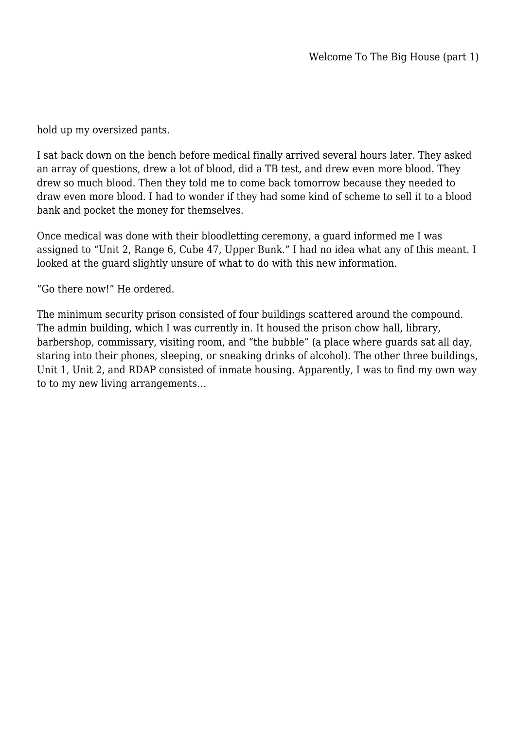hold up my oversized pants.

I sat back down on the bench before medical finally arrived several hours later. They asked an array of questions, drew a lot of blood, did a TB test, and drew even more blood. They drew so much blood. Then they told me to come back tomorrow because they needed to draw even more blood. I had to wonder if they had some kind of scheme to sell it to a blood bank and pocket the money for themselves.

Once medical was done with their bloodletting ceremony, a guard informed me I was assigned to “Unit 2, Range 6, Cube 47, Upper Bunk.” I had no idea what any of this meant. I looked at the guard slightly unsure of what to do with this new information.

“Go there now!” He ordered.

The minimum security prison consisted of four buildings scattered around the compound. The admin building, which I was currently in. It housed the prison chow hall, library, barbershop, commissary, visiting room, and “the bubble” (a place where guards sat all day, staring into their phones, sleeping, or sneaking drinks of alcohol). The other three buildings, Unit 1, Unit 2, and RDAP consisted of inmate housing. Apparently, I was to find my own way to to my new living arrangements…